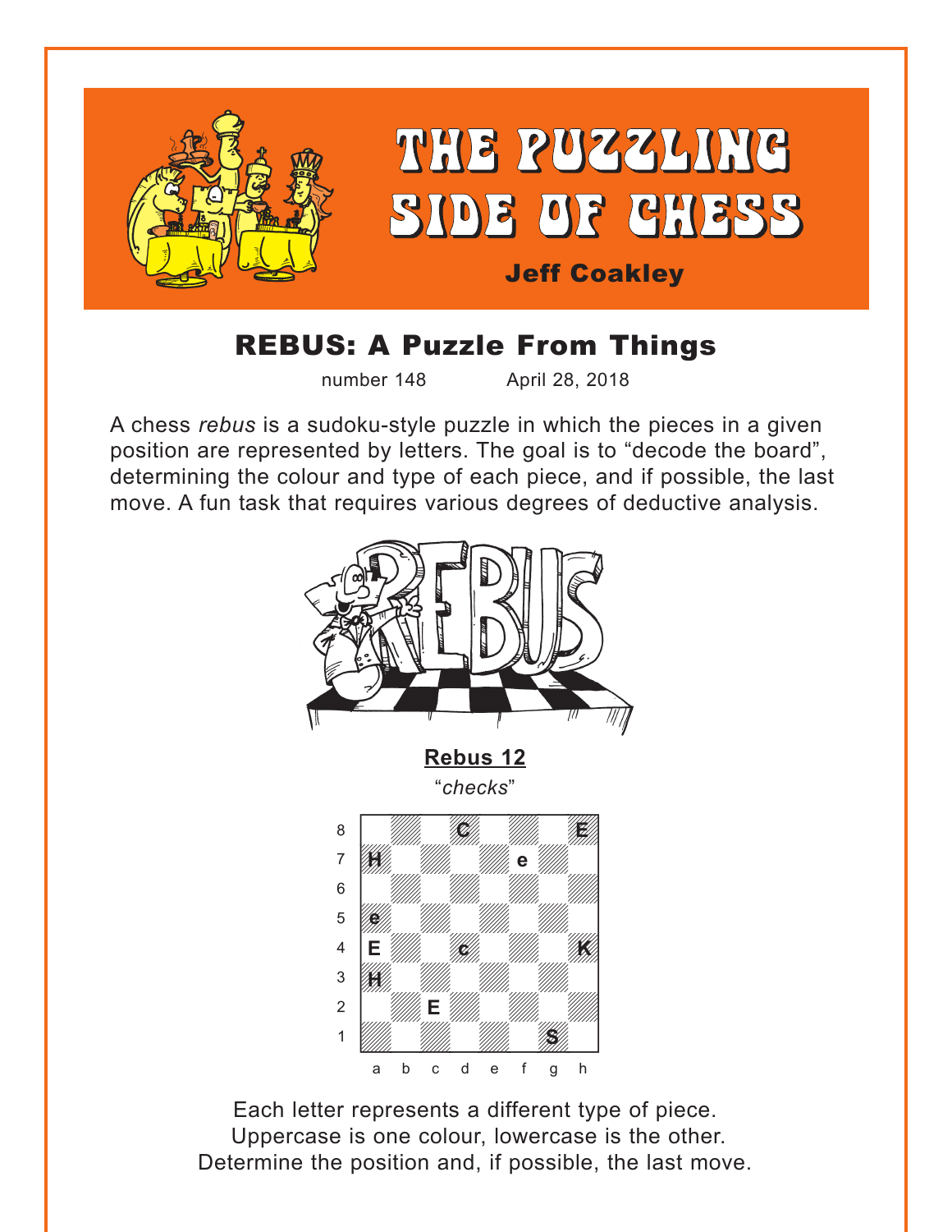# THE PUZZLING SIDE OF CHESS

**Jeff Coakley**

## REBUS: A Puzzle From Things

number 148 April 28, 2018

A chess *rebus* is a sudoku-style puzzle in which the pieces in a given position are represented by letters. The goal is to "decode the board", determining the colour and type of each piece, and if possible, the last move. A fun task that requires various degrees of deductive analysis.

**Rebus 12**

"*checks*"

| | a | b | c | d | e | f | g | h |
|---|---|---|---|---|---|---|---|---|
| 8 | | | | C | | | | E |
| 7 | H | | | | | e | | |
| 6 | | | | | | | | |
| 5 | e | | | | | | | |
| 4 | E | | | c | | | | K |
| 3 | H | | | | | | | |
| 2 | | | E | | | | | |
| 1 | | | | | | | S | |

Each letter represents a different type of piece.
Uppercase is one colour, lowercase is the other.
Determine the position and, if possible, the last move.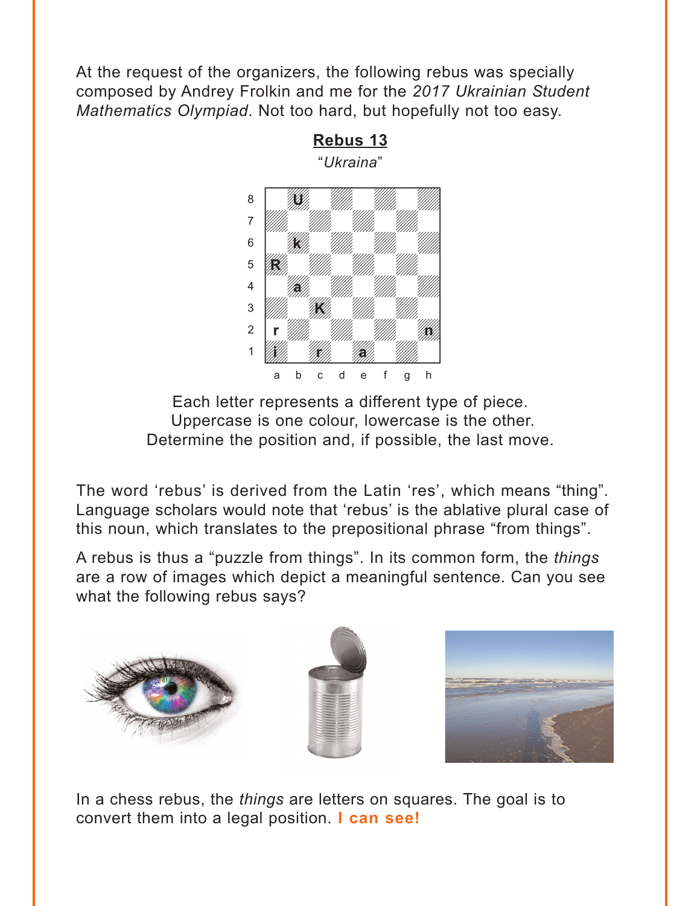At the request of the organizers, the following rebus was specially composed by Andrey Frolkin and me for the *2017 Ukrainian Student Mathematics Olympiad*. Not too hard, but hopefully not too easy.

**Rebus 13**

"*Ukraina*"

| | a | b | c | d | e | f | g | h |
|---|---|---|---|---|---|---|---|---|
| 8 | | U | | | | | | |
| 7 | | | | | | | | |
| 6 | | k | | | | | | |
| 5 | R | | | | | | | |
| 4 | | a | | | | | | |
| 3 | | | K | | | | | |
| 2 | r | | | | | | | n |
| 1 | i | | r | | a | | | |

Each letter represents a different type of piece.
Uppercase is one colour, lowercase is the other.
Determine the position and, if possible, the last move.

The word 'rebus' is derived from the Latin 'res', which means "thing". Language scholars would note that 'rebus' is the ablative plural case of this noun, which translates to the prepositional phrase "from things".

A rebus is thus a "puzzle from things". In its common form, the *things* are a row of images which depict a meaningful sentence. Can you see what the following rebus says?

In a chess rebus, the *things* are letters on squares. The goal is to convert them into a legal position. **I can see!**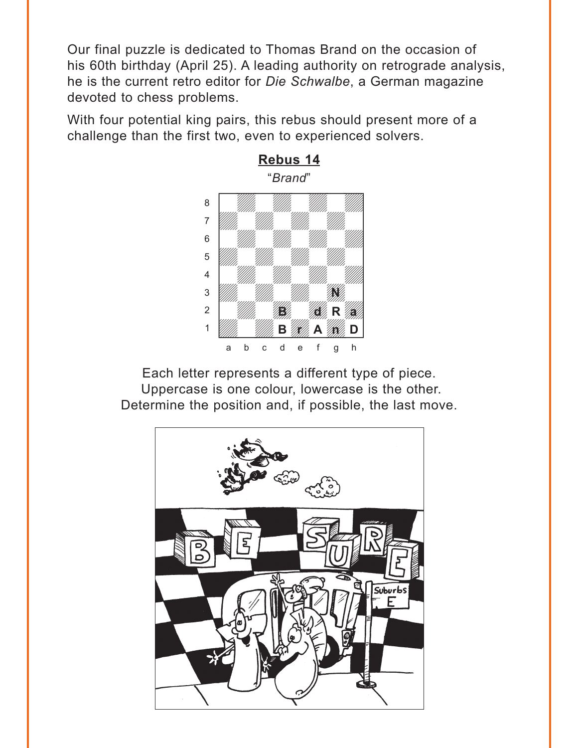Our final puzzle is dedicated to Thomas Brand on the occasion of his 60th birthday (April 25). A leading authority on retrograde analysis, he is the current retro editor for *Die Schwalbe*, a German magazine devoted to chess problems.

With four potential king pairs, this rebus should present more of a challenge than the first two, even to experienced solvers.

## Rebus 14

"*Brand*"

|   | a | b | c | d | e | f | g | h |
|---|---|---|---|---|---|---|---|---|
| 8 |   |   |   |   |   |   |   |   |
| 7 |   |   |   |   |   |   |   |   |
| 6 |   |   |   |   |   |   |   |   |
| 5 |   |   |   |   |   |   |   |   |
| 4 |   |   |   |   |   |   |   |   |
| 3 |   |   |   |   |   |   | N |   |
| 2 |   |   |   | B |   | d | R | a |
| 1 |   |   |   | B | r | A | n | D |

Each letter represents a different type of piece.
Uppercase is one colour, lowercase is the other.
Determine the position and, if possible, the last move.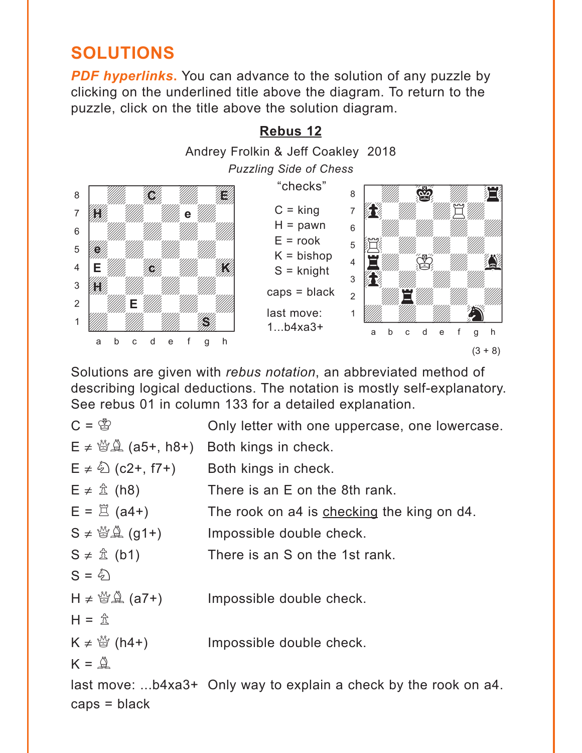# SOLUTIONS

***PDF hyperlinks.*** You can advance to the solution of any puzzle by clicking on the underlined title above the diagram. To return to the puzzle, click on the title above the solution diagram.

## Rebus 12

Andrey Frolkin & Jeff Coakley 2018

*Puzzling Side of Chess*

"checks"

C = king
H = pawn
E = rook
K = bishop
S = knight

caps = black

last move:
1...b4xa3+

(3 + 8)

Solutions are given with *rebus notation*, an abbreviated method of describing logical deductions. The notation is mostly self-explanatory. See rebus 01 in column 133 for a detailed explanation.

| | |
|---|---|
| C = ♔ | Only letter with one uppercase, one lowercase. |
| E ≠ ♕♗ (a5+, h8+) | Both kings in check. |
| E ≠ ♘ (c2+, f7+) | Both kings in check. |
| E ≠ ♙ (h8) | There is an E on the 8th rank. |
| E = ♖ (a4+) | The rook on a4 is checking the king on d4. |
| S ≠ ♕♗ (g1+) | Impossible double check. |
| S ≠ ♙ (b1) | There is an S on the 1st rank. |
| S = ♘ | |
| H ≠ ♕♗ (a7+) | Impossible double check. |
| H = ♙ | |
| K ≠ ♕ (h4+) | Impossible double check. |
| K = ♗ | |
| last move: ...b4xa3+ | Only way to explain a check by the rook on a4. |
| caps = black | |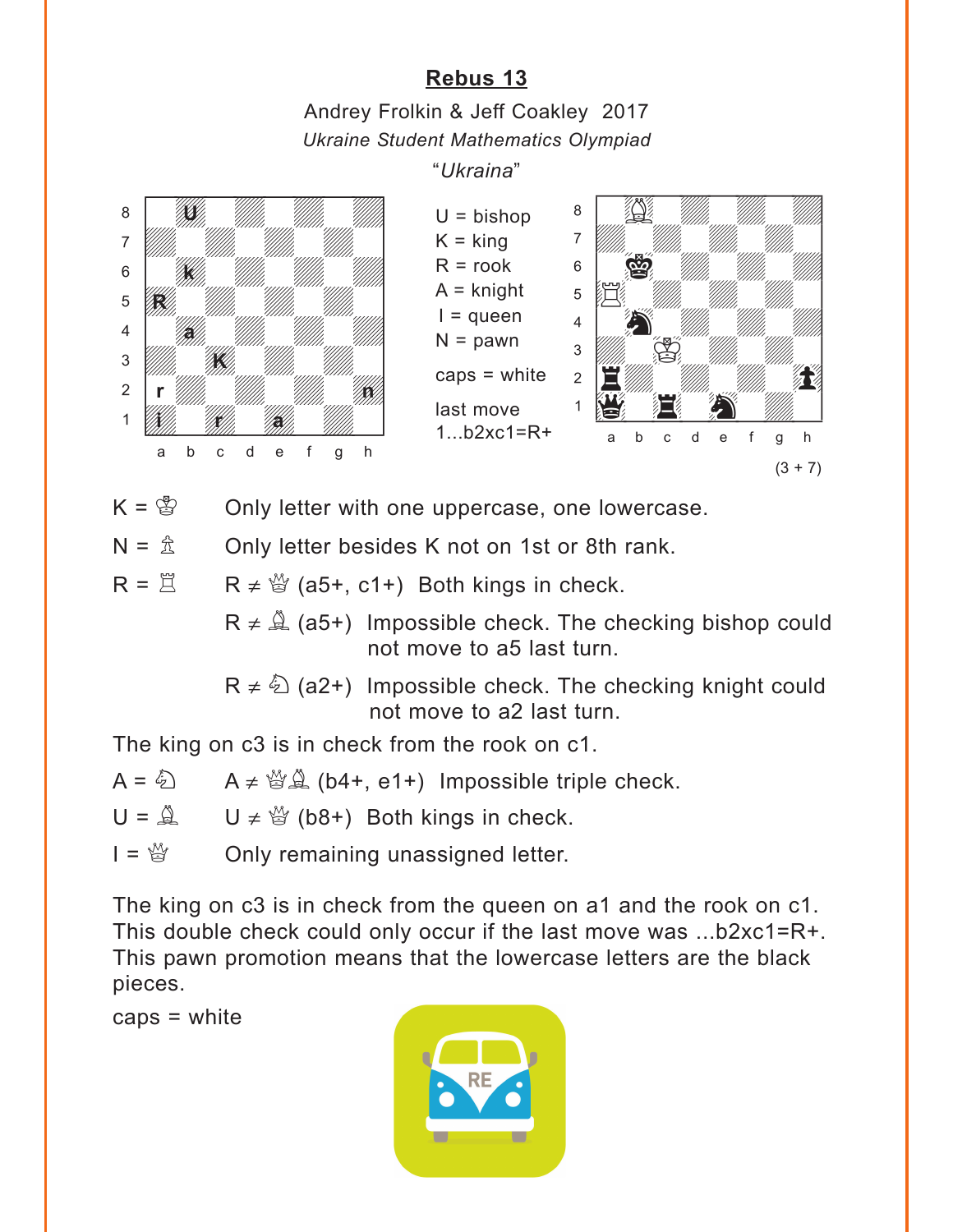## Rebus 13

Andrey Frolkin & Jeff Coakley 2017

*Ukraine Student Mathematics Olympiad*

"*Ukraina*"

U = bishop
K = king
R = rook
A = knight
I = queen
N = pawn

caps = white

last move
1...b2xc1=R+

(3 + 7)

K = ♔ Only letter with one uppercase, one lowercase.

N = ♙ Only letter besides K not on 1st or 8th rank.

R = ♖ R ≠ ♕ (a5+, c1+) Both kings in check.

R ≠ ♗ (a5+) Impossible check. The checking bishop could not move to a5 last turn.

R ≠ ♘ (a2+) Impossible check. The checking knight could not move to a2 last turn.

The king on c3 is in check from the rook on c1.

A = ♘ A ≠ ♕♗ (b4+, e1+) Impossible triple check.

U = ♗ U ≠ ♕ (b8+) Both kings in check.

I = ♕ Only remaining unassigned letter.

The king on c3 is in check from the queen on a1 and the rook on c1. This double check could only occur if the last move was ...b2xc1=R+. This pawn promotion means that the lowercase letters are the black pieces.

caps = white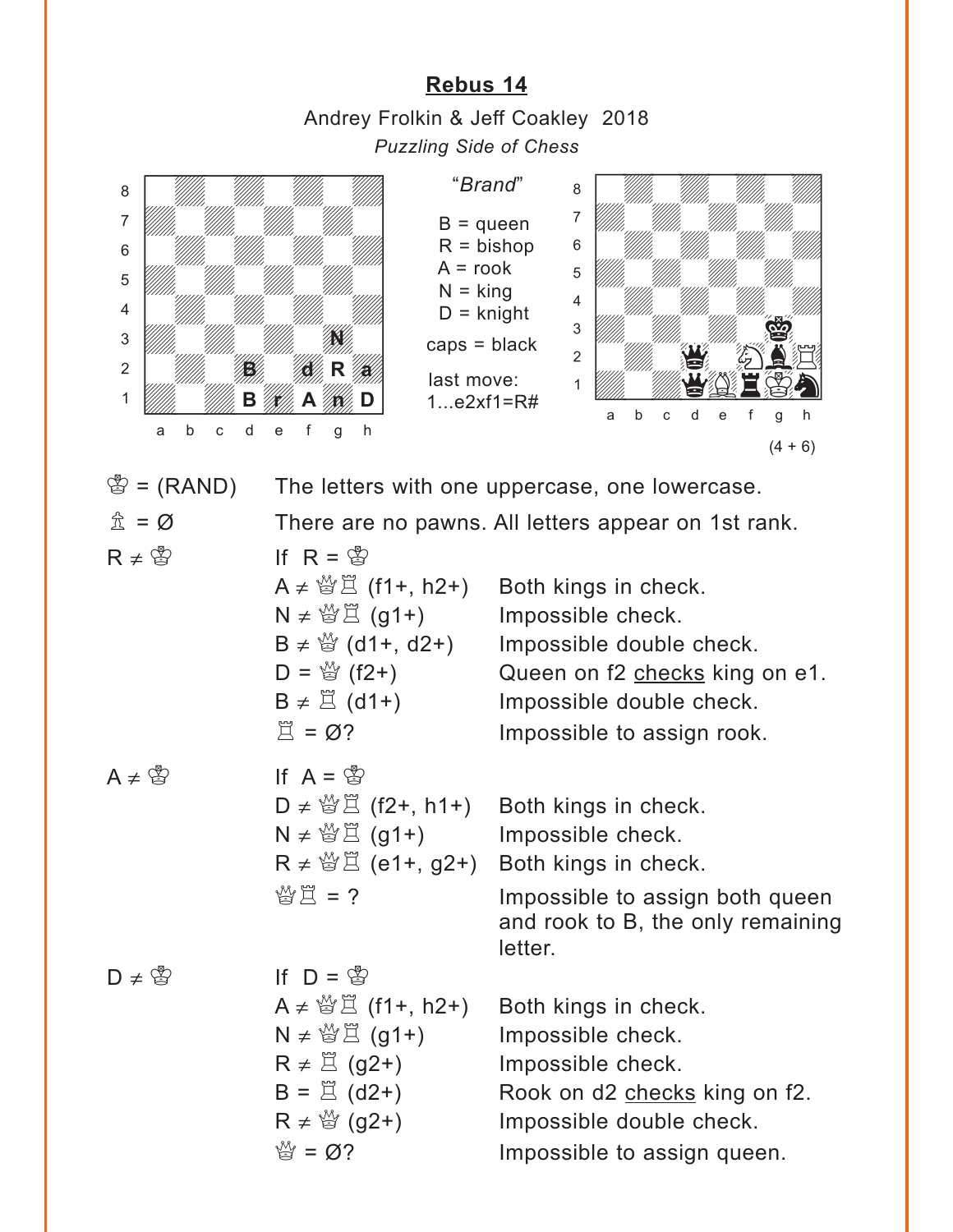## Rebus 14

Andrey Frolkin & Jeff Coakley 2018

*Puzzling Side of Chess*

*"Brand"*

B = queen
R = bishop
A = rook
N = king
D = knight

caps = black

last move:
1...e2xf1=R#

(4 + 6)

| | | |
|---|---|---|
| ♔ = (RAND) | The letters with one uppercase, one lowercase. | |
| ♙ = Ø | There are no pawns. All letters appear on 1st rank. | |
| R ≠ ♔ | If R = ♔ | |
| | A ≠ ♕♖ (f1+, h2+) | Both kings in check. |
| | N ≠ ♕♖ (g1+) | Impossible check. |
| | B ≠ ♕ (d1+, d2+) | Impossible double check. |
| | D = ♕ (f2+) | Queen on f2 checks king on e1. |
| | B ≠ ♖ (d1+) | Impossible double check. |
| | ♖ = Ø? | Impossible to assign rook. |
| A ≠ ♔ | If A = ♔ | |
| | D ≠ ♕♖ (f2+, h1+) | Both kings in check. |
| | N ≠ ♕♖ (g1+) | Impossible check. |
| | R ≠ ♕♖ (e1+, g2+) | Both kings in check. |
| | ♕♖ = ? | Impossible to assign both queen and rook to B, the only remaining letter. |
| D ≠ ♔ | If D = ♔ | |
| | A ≠ ♕♖ (f1+, h2+) | Both kings in check. |
| | N ≠ ♕♖ (g1+) | Impossible check. |
| | R ≠ ♖ (g2+) | Impossible check. |
| | B = ♖ (d2+) | Rook on d2 checks king on f2. |
| | R ≠ ♕ (g2+) | Impossible double check. |
| | ♕ = Ø? | Impossible to assign queen. |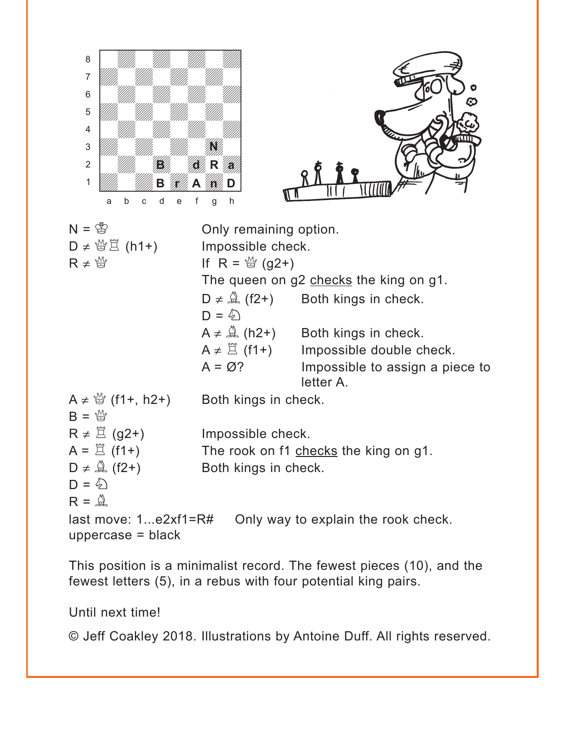N = ♔ Only remaining option.

D ≠ ♕♖ (h1+) Impossible check.

R ≠ ♕ If R = ♕ (g2+)

The queen on g2 <u>checks</u> the king on g1.

| | |
|---|---|
| D ≠ ♗ (f2+) | Both kings in check. |
| D = ♘ | |
| A ≠ ♗ (h2+) | Both kings in check. |
| A ≠ ♖ (f1+) | Impossible double check. |
| A = Ø? | Impossible to assign a piece to letter A. |

| | |
|---|---|
| A ≠ ♕ (f1+, h2+) | Both kings in check. |
| B = ♕ | |
| R ≠ ♖ (g2+) | Impossible check. |
| A = ♖ (f1+) | The rook on f1 <u>checks</u> the king on g1. |
| D ≠ ♗ (f2+) | Both kings in check. |
| D = ♘ | |
| R = ♗ | |

last move: 1...e2xf1=R# Only way to explain the rook check.

uppercase = black

This position is a minimalist record. The fewest pieces (10), and the fewest letters (5), in a rebus with four potential king pairs.

Until next time!

© Jeff Coakley 2018. Illustrations by Antoine Duff. All rights reserved.